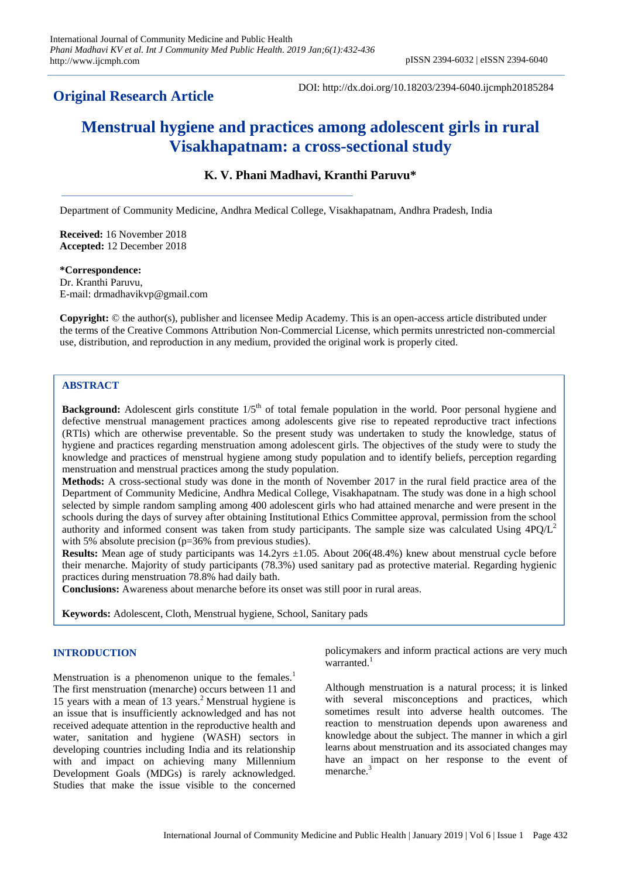**Original Research Article**

DOI: http://dx.doi.org/10.18203/2394-6040.ijcmph20185284

# Menstrual hygiene and practices among adolescent girls in rural Visakhapatnam: a cross-sectional study

**K. V. Phani Madhavi, Kranthi Paruvu***

Department of Community Medicine, Andhra Medical College, Visakhapatnam, Andhra Pradesh, India

**Received:** 16 November 2018
**Accepted:** 12 December 2018

***Correspondence:**
Dr. Kranthi Paruvu,
E-mail: drmadhavikvp@gmail.com

**Copyright:** © the author(s), publisher and licensee Medip Academy. This is an open-access article distributed under the terms of the Creative Commons Attribution Non-Commercial License, which permits unrestricted non-commercial use, distribution, and reproduction in any medium, provided the original work is properly cited.

## ABSTRACT

**Background:** Adolescent girls constitute $1/5^{th}$ of total female population in the world. Poor personal hygiene and defective menstrual management practices among adolescents give rise to repeated reproductive tract infections (RTIs) which are otherwise preventable. So the present study was undertaken to study the knowledge, status of hygiene and practices regarding menstruation among adolescent girls. The objectives of the study were to study the knowledge and practices of menstrual hygiene among study population and to identify beliefs, perception regarding menstruation and menstrual practices among the study population.

**Methods:** A cross-sectional study was done in the month of November 2017 in the rural field practice area of the Department of Community Medicine, Andhra Medical College, Visakhapatnam. The study was done in a high school selected by simple random sampling among 400 adolescent girls who had attained menarche and were present in the schools during the days of survey after obtaining Institutional Ethics Committee approval, permission from the school authority and informed consent was taken from study participants. The sample size was calculated Using $4PQ/L^2$ with 5% absolute precision (p=36% from previous studies).

**Results:** Mean age of study participants was 14.2yrs ±1.05. About 206(48.4%) knew about menstrual cycle before their menarche. Majority of study participants (78.3%) used sanitary pad as protective material. Regarding hygienic practices during menstruation 78.8% had daily bath.

**Conclusions:** Awareness about menarche before its onset was still poor in rural areas.

**Keywords:** Adolescent, Cloth, Menstrual hygiene, School, Sanitary pads

## INTRODUCTION

Menstruation is a phenomenon unique to the females.[1] The first menstruation (menarche) occurs between 11 and 15 years with a mean of 13 years.[2] Menstrual hygiene is an issue that is insufficiently acknowledged and has not received adequate attention in the reproductive health and water, sanitation and hygiene (WASH) sectors in developing countries including India and its relationship with and impact on achieving many Millennium Development Goals (MDGs) is rarely acknowledged. Studies that make the issue visible to the concerned policymakers and inform practical actions are very much warranted.[1]

Although menstruation is a natural process; it is linked with several misconceptions and practices, which sometimes result into adverse health outcomes. The reaction to menstruation depends upon awareness and knowledge about the subject. The manner in which a girl learns about menstruation and its associated changes may have an impact on her response to the event of menarche.[3]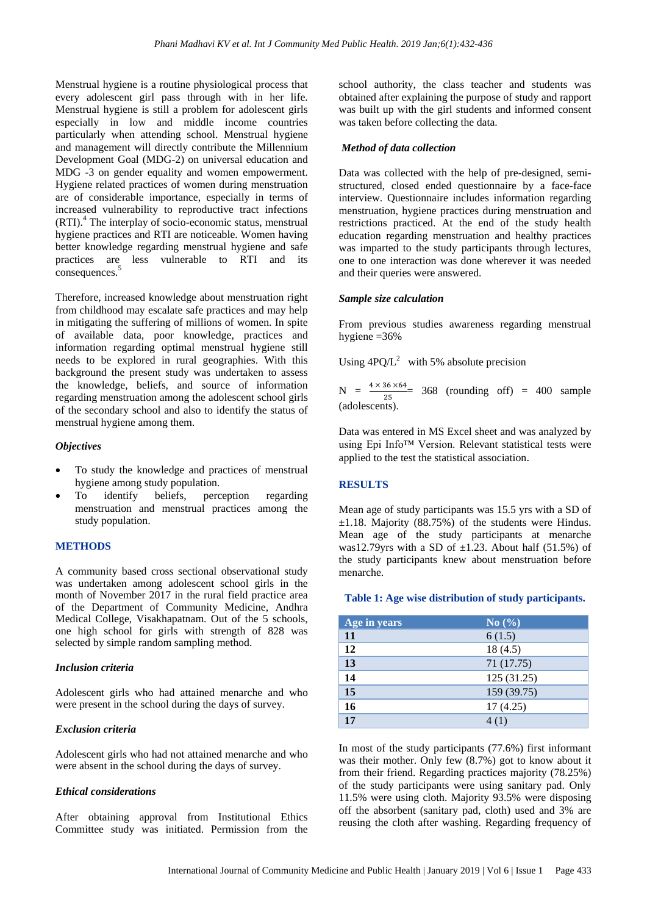Menstrual hygiene is a routine physiological process that every adolescent girl pass through with in her life. Menstrual hygiene is still a problem for adolescent girls especially in low and middle income countries particularly when attending school. Menstrual hygiene and management will directly contribute the Millennium Development Goal (MDG-2) on universal education and MDG -3 on gender equality and women empowerment. Hygiene related practices of women during menstruation are of considerable importance, especially in terms of increased vulnerability to reproductive tract infections (RTI).[4] The interplay of socio-economic status, menstrual hygiene practices and RTI are noticeable. Women having better knowledge regarding menstrual hygiene and safe practices are less vulnerable to RTI and its consequences.[5]

Therefore, increased knowledge about menstruation right from childhood may escalate safe practices and may help in mitigating the suffering of millions of women. In spite of available data, poor knowledge, practices and information regarding optimal menstrual hygiene still needs to be explored in rural geographies. With this background the present study was undertaken to assess the knowledge, beliefs, and source of information regarding menstruation among the adolescent school girls of the secondary school and also to identify the status of menstrual hygiene among them.

### *Objectives*

- To study the knowledge and practices of menstrual hygiene among study population.
- To identify beliefs, perception regarding menstruation and menstrual practices among the study population.

## METHODS

A community based cross sectional observational study was undertaken among adolescent school girls in the month of November 2017 in the rural field practice area of the Department of Community Medicine, Andhra Medical College, Visakhapatnam. Out of the 5 schools, one high school for girls with strength of 828 was selected by simple random sampling method.

### *Inclusion criteria*

Adolescent girls who had attained menarche and who were present in the school during the days of survey.

### *Exclusion criteria*

Adolescent girls who had not attained menarche and who were absent in the school during the days of survey.

### *Ethical considerations*

After obtaining approval from Institutional Ethics Committee study was initiated. Permission from the school authority, the class teacher and students was obtained after explaining the purpose of study and rapport was built up with the girl students and informed consent was taken before collecting the data.

### *Method of data collection*

Data was collected with the help of pre-designed, semi-structured, closed ended questionnaire by a face-face interview. Questionnaire includes information regarding menstruation, hygiene practices during menstruation and restrictions practiced. At the end of the study health education regarding menstruation and healthy practices was imparted to the study participants through lectures, one to one interaction was done wherever it was needed and their queries were answered.

### *Sample size calculation*

From previous studies awareness regarding menstrual hygiene =36%

Using $4PQ/L^2$ with 5% absolute precision

$N = \frac{4 \times 36 \times 64}{25} = 368$ (rounding off) = 400 sample (adolescents).

Data was entered in MS Excel sheet and was analyzed by using Epi Info™ Version. Relevant statistical tests were applied to the test the statistical association.

## RESULTS

Mean age of study participants was 15.5 yrs with a SD of ±1.18. Majority (88.75%) of the students were Hindus. Mean age of the study participants at menarche was12.79yrs with a SD of ±1.23. About half (51.5%) of the study participants knew about menstruation before menarche.

**Table 1: Age wise distribution of study participants.**

| Age in years | No (%) |
|---|---|
| **11** | 6 (1.5) |
| **12** | 18 (4.5) |
| **13** | 71 (17.75) |
| **14** | 125 (31.25) |
| **15** | 159 (39.75) |
| **16** | 17 (4.25) |
| **17** | 4 (1) |

In most of the study participants (77.6%) first informant was their mother. Only few (8.7%) got to know about it from their friend. Regarding practices majority (78.25%) of the study participants were using sanitary pad. Only 11.5% were using cloth. Majority 93.5% were disposing off the absorbent (sanitary pad, cloth) used and 3% are reusing the cloth after washing. Regarding frequency of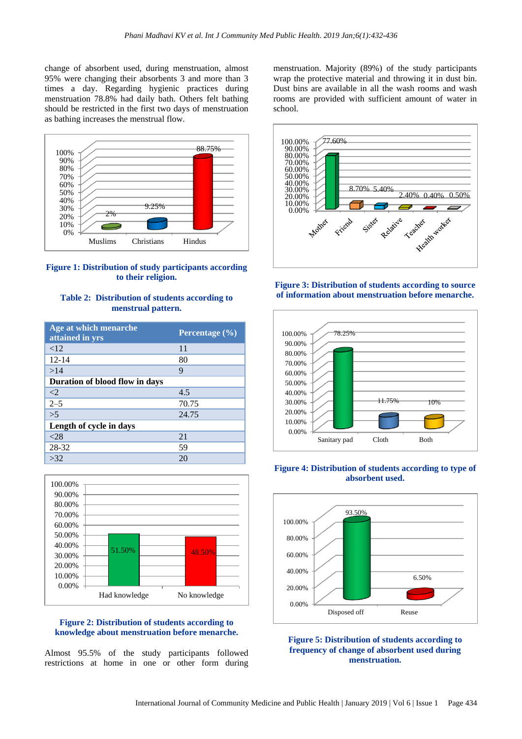change of absorbent used, during menstruation, almost 95% were changing their absorbents 3 and more than 3 times a day. Regarding hygienic practices during menstruation 78.8% had daily bath. Others felt bathing should be restricted in the first two days of menstruation as bathing increases the menstrual flow.

**Figure 1: Distribution of study participants according to their religion.**

**Table 2: Distribution of students according to menstrual pattern.**

| Age at which menarche attained in yrs | Percentage (%) |
|---|---|
| <12 | 11 |
| 12-14 | 80 |
| >14 | 9 |
| **Duration of blood flow in days** | |
| <2 | 4.5 |
| 2–5 | 70.75 |
| >5 | 24.75 |
| **Length of cycle in days** | |
| <28 | 21 |
| 28-32 | 59 |
| >32 | 20 |

**Figure 2: Distribution of students according to knowledge about menstruation before menarche.**

Almost 95.5% of the study participants followed restrictions at home in one or other form during menstruation. Majority (89%) of the study participants wrap the protective material and throwing it in dust bin. Dust bins are available in all the wash rooms and wash rooms are provided with sufficient amount of water in school.

**Figure 3: Distribution of students according to source of information about menstruation before menarche.**

**Figure 4: Distribution of students according to type of absorbent used.**

**Figure 5: Distribution of students according to frequency of change of absorbent used during menstruation.**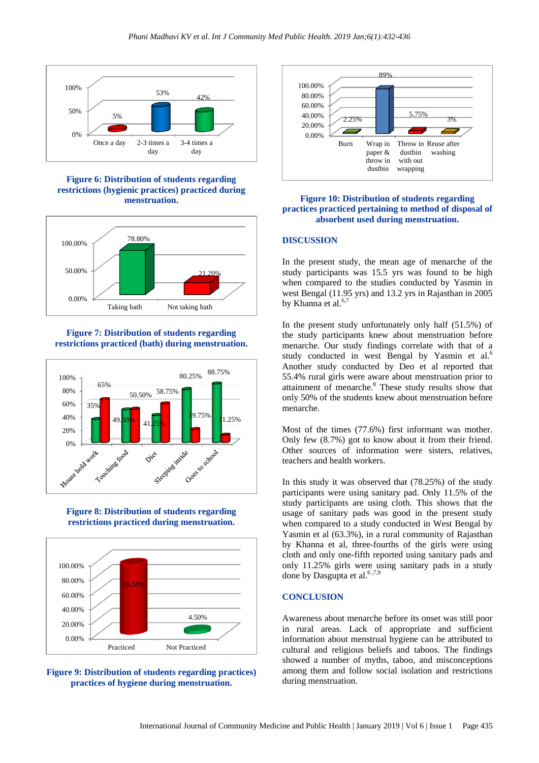Figure 6: Distribution of students regarding restrictions (hygienic practices) practiced during menstruation.

Figure 7: Distribution of students regarding restrictions practiced (bath) during menstruation.

Figure 8: Distribution of students regarding restrictions practiced during menstruation.

Figure 9: Distribution of students regarding practices) practices of hygiene during menstruation.

Figure 10: Distribution of students regarding practices practiced pertaining to method of disposal of absorbent used during menstruation.

## DISCUSSION

In the present study, the mean age of menarche of the study participants was 15.5 yrs was found to be high when compared to the studies conducted by Yasmin in west Bengal (11.95 yrs) and 13.2 yrs in Rajasthan in 2005 by Khanna et al.[6,7]

In the present study unfortunately only half (51.5%) of the study participants knew about menstruation before menarche. Our study findings correlate with that of a study conducted in west Bengal by Yasmin et al.[6] Another study conducted by Deo et al reported that 55.4% rural girls were aware about menstruation prior to attainment of menarche.[8] These study results show that only 50% of the students knew about menstruation before menarche.

Most of the times (77.6%) first informant was mother. Only few (8.7%) got to know about it from their friend. Other sources of information were sisters, relatives, teachers and health workers.

In this study it was observed that (78.25%) of the study participants were using sanitary pad. Only 11.5% of the study participants are using cloth. This shows that the usage of sanitary pads was good in the present study when compared to a study conducted in West Bengal by Yasmin et al (63.3%), in a rural community of Rajasthan by Khanna et al, three-fourths of the girls were using cloth and only one-fifth reported using sanitary pads and only 11.25% girls were using sanitary pads in a study done by Dasgupta et al.[6,7,9]

## CONCLUSION

Awareness about menarche before its onset was still poor in rural areas. Lack of appropriate and sufficient information about menstrual hygiene can be attributed to cultural and religious beliefs and taboos. The findings showed a number of myths, taboo, and misconceptions among them and follow social isolation and restrictions during menstruation.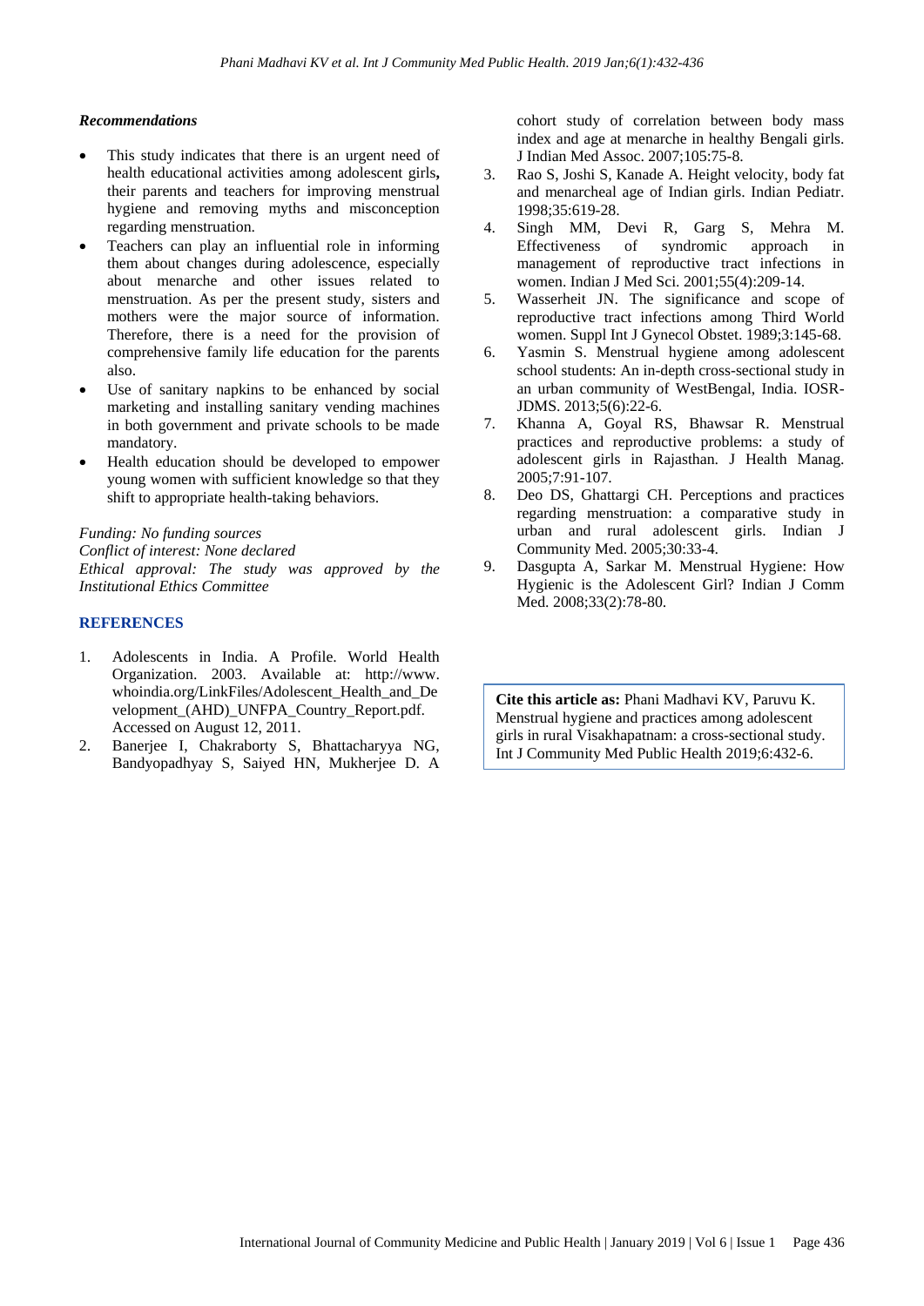***Recommendations***

- This study indicates that there is an urgent need of health educational activities among adolescent girls**,** their parents and teachers for improving menstrual hygiene and removing myths and misconception regarding menstruation.
- Teachers can play an influential role in informing them about changes during adolescence, especially about menarche and other issues related to menstruation. As per the present study, sisters and mothers were the major source of information. Therefore, there is a need for the provision of comprehensive family life education for the parents also.
- Use of sanitary napkins to be enhanced by social marketing and installing sanitary vending machines in both government and private schools to be made mandatory.
- Health education should be developed to empower young women with sufficient knowledge so that they shift to appropriate health-taking behaviors.

*Funding: No funding sources*
*Conflict of interest: None declared*
*Ethical approval: The study was approved by the Institutional Ethics Committee*

## REFERENCES

1. Adolescents in India. A Profile. World Health Organization. 2003. Available at: http://www.whoindia.org/LinkFiles/Adolescent_Health_and_Development_(AHD)_UNFPA_Country_Report.pdf. Accessed on August 12, 2011.
2. Banerjee I, Chakraborty S, Bhattacharyya NG, Bandyopadhyay S, Saiyed HN, Mukherjee D. A cohort study of correlation between body mass index and age at menarche in healthy Bengali girls. J Indian Med Assoc. 2007;105:75-8.
3. Rao S, Joshi S, Kanade A. Height velocity, body fat and menarcheal age of Indian girls. Indian Pediatr. 1998;35:619-28.
4. Singh MM, Devi R, Garg S, Mehra M. Effectiveness of syndromic approach in management of reproductive tract infections in women. Indian J Med Sci. 2001;55(4):209-14.
5. Wasserheit JN. The significance and scope of reproductive tract infections among Third World women. Suppl Int J Gynecol Obstet. 1989;3:145-68.
6. Yasmin S. Menstrual hygiene among adolescent school students: An in-depth cross-sectional study in an urban community of WestBengal, India. IOSR-JDMS. 2013;5(6):22-6.
7. Khanna A, Goyal RS, Bhawsar R. Menstrual practices and reproductive problems: a study of adolescent girls in Rajasthan. J Health Manag. 2005;7:91-107.
8. Deo DS, Ghattargi CH. Perceptions and practices regarding menstruation: a comparative study in urban and rural adolescent girls. Indian J Community Med. 2005;30:33-4.
9. Dasgupta A, Sarkar M. Menstrual Hygiene: How Hygienic is the Adolescent Girl? Indian J Comm Med. 2008;33(2):78-80.

**Cite this article as:** Phani Madhavi KV, Paruvu K. Menstrual hygiene and practices among adolescent girls in rural Visakhapatnam: a cross-sectional study. Int J Community Med Public Health 2019;6:432-6.